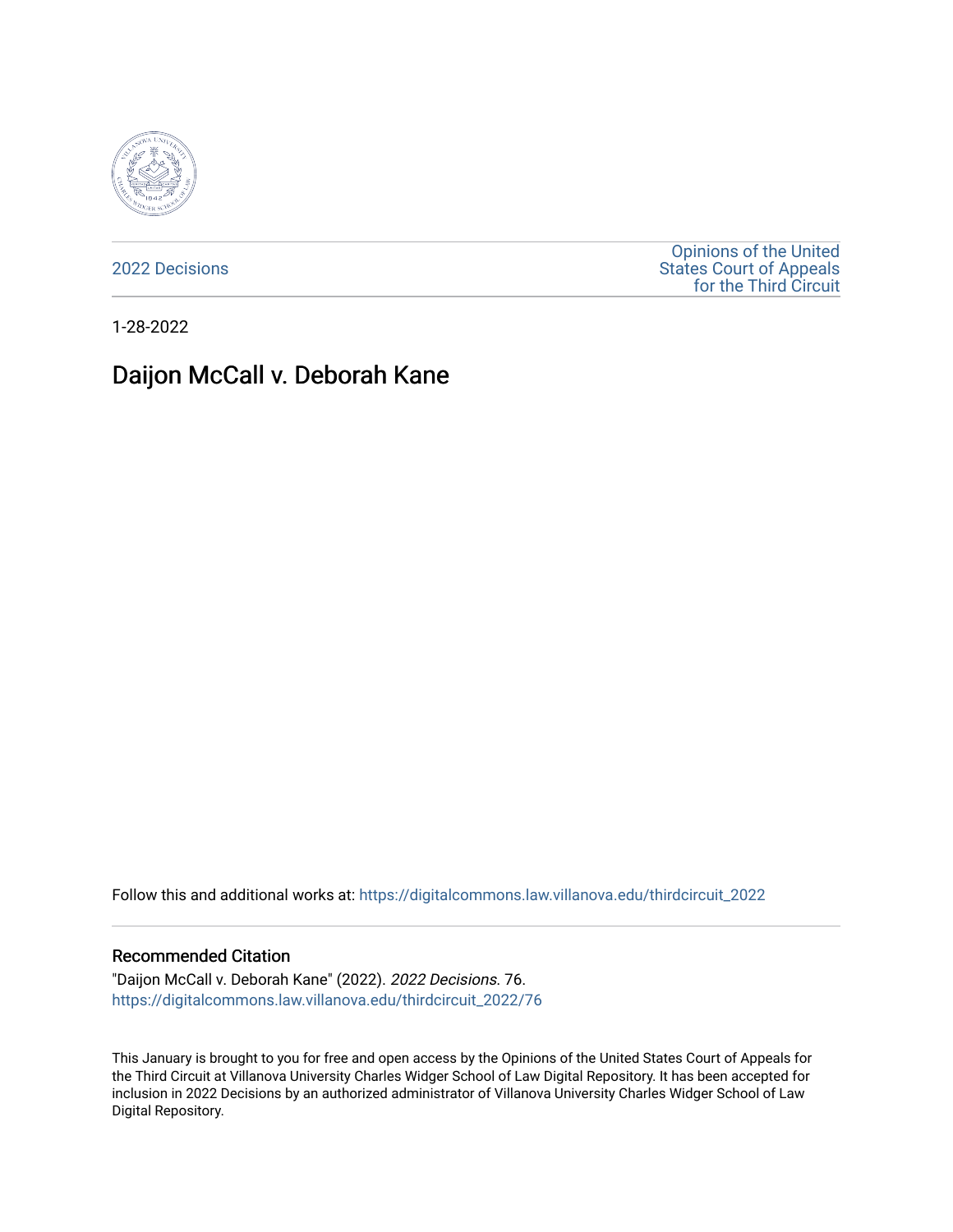2022 Decisions

Opinions of the United States Court of Appeals for the Third Circuit

1-28-2022

# Daijon McCall v. Deborah Kane

Follow this and additional works at: https://digitalcommons.law.villanova.edu/thirdcircuit_2022

## Recommended Citation

"Daijon McCall v. Deborah Kane" (2022). *2022 Decisions*. 76.
https://digitalcommons.law.villanova.edu/thirdcircuit_2022/76

This January is brought to you for free and open access by the Opinions of the United States Court of Appeals for the Third Circuit at Villanova University Charles Widger School of Law Digital Repository. It has been accepted for inclusion in 2022 Decisions by an authorized administrator of Villanova University Charles Widger School of Law Digital Repository.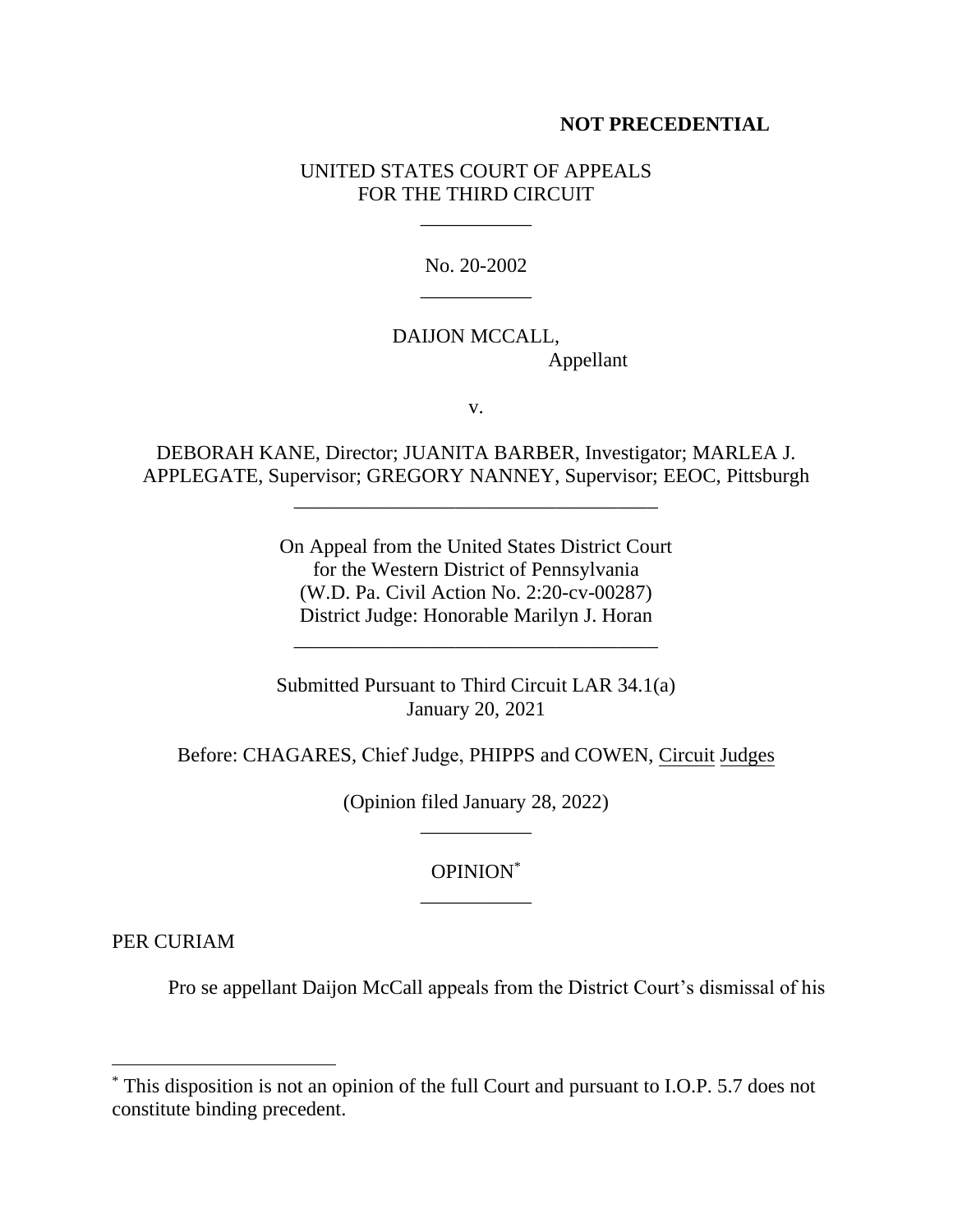**NOT PRECEDENTIAL**

UNITED STATES COURT OF APPEALS
FOR THE THIRD CIRCUIT

---

No. 20-2002

---

DAIJON MCCALL,
Appellant

v.

DEBORAH KANE, Director; JUANITA BARBER, Investigator; MARLEA J. APPLEGATE, Supervisor; GREGORY NANNEY, Supervisor; EEOC, Pittsburgh

---

On Appeal from the United States District Court
for the Western District of Pennsylvania
(W.D. Pa. Civil Action No. 2:20-cv-00287)
District Judge: Honorable Marilyn J. Horan

---

Submitted Pursuant to Third Circuit LAR 34.1(a)
January 20, 2021

Before: CHAGARES, Chief Judge, PHIPPS and COWEN, Circuit Judges

(Opinion filed January 28, 2022)

---

OPINION[*]

---

PER CURIAM

Pro se appellant Daijon McCall appeals from the District Court's dismissal of his

---

[*] This disposition is not an opinion of the full Court and pursuant to I.O.P. 5.7 does not constitute binding precedent.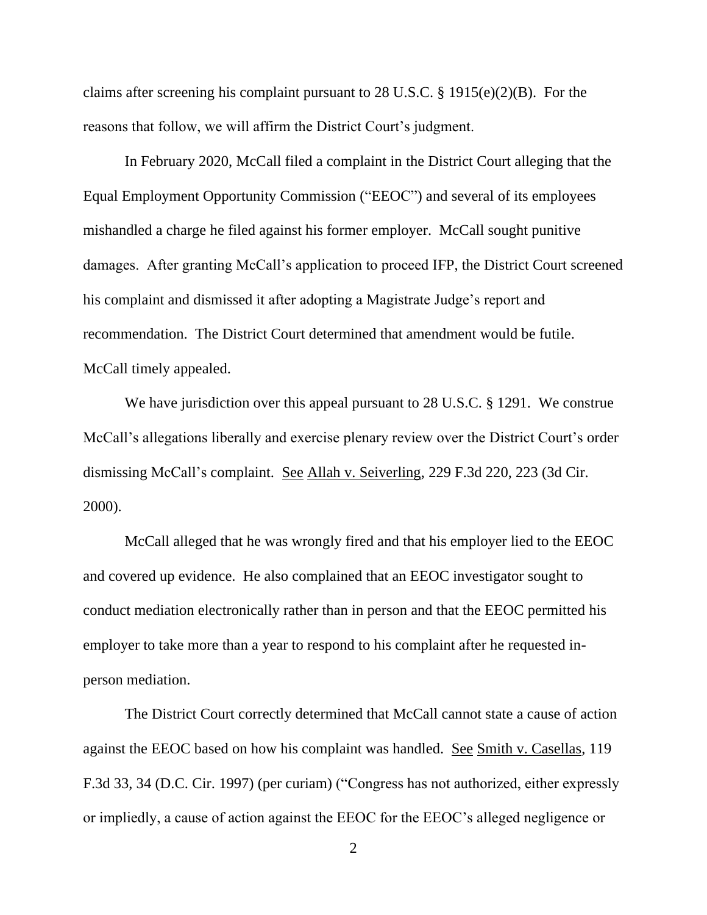claims after screening his complaint pursuant to 28 U.S.C. § 1915(e)(2)(B). For the reasons that follow, we will affirm the District Court's judgment.

In February 2020, McCall filed a complaint in the District Court alleging that the Equal Employment Opportunity Commission ("EEOC") and several of its employees mishandled a charge he filed against his former employer. McCall sought punitive damages. After granting McCall's application to proceed IFP, the District Court screened his complaint and dismissed it after adopting a Magistrate Judge's report and recommendation. The District Court determined that amendment would be futile. McCall timely appealed.

We have jurisdiction over this appeal pursuant to 28 U.S.C. § 1291. We construe McCall's allegations liberally and exercise plenary review over the District Court's order dismissing McCall's complaint. See Allah v. Seiverling, 229 F.3d 220, 223 (3d Cir. 2000).

McCall alleged that he was wrongly fired and that his employer lied to the EEOC and covered up evidence. He also complained that an EEOC investigator sought to conduct mediation electronically rather than in person and that the EEOC permitted his employer to take more than a year to respond to his complaint after he requested in-person mediation.

The District Court correctly determined that McCall cannot state a cause of action against the EEOC based on how his complaint was handled. See Smith v. Casellas, 119 F.3d 33, 34 (D.C. Cir. 1997) (per curiam) ("Congress has not authorized, either expressly or impliedly, a cause of action against the EEOC for the EEOC's alleged negligence or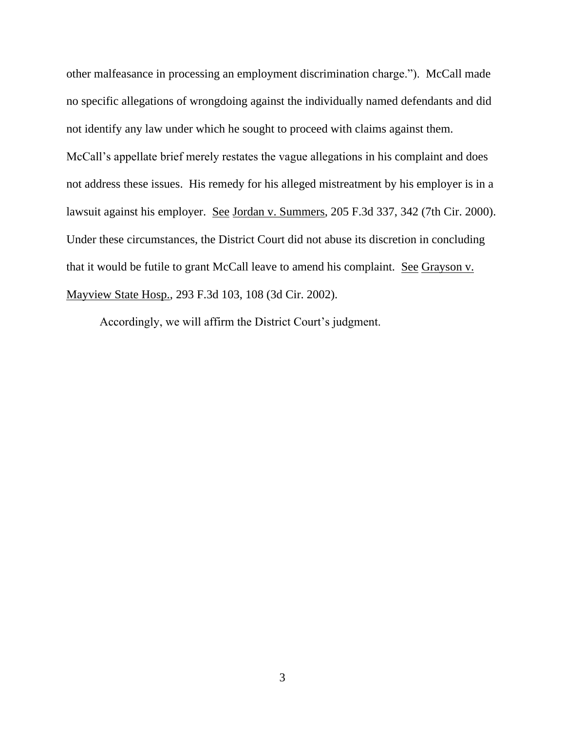other malfeasance in processing an employment discrimination charge."). McCall made no specific allegations of wrongdoing against the individually named defendants and did not identify any law under which he sought to proceed with claims against them. McCall's appellate brief merely restates the vague allegations in his complaint and does not address these issues. His remedy for his alleged mistreatment by his employer is in a lawsuit against his employer. See Jordan v. Summers, 205 F.3d 337, 342 (7th Cir. 2000). Under these circumstances, the District Court did not abuse its discretion in concluding that it would be futile to grant McCall leave to amend his complaint. See Grayson v. Mayview State Hosp., 293 F.3d 103, 108 (3d Cir. 2002).

Accordingly, we will affirm the District Court's judgment.